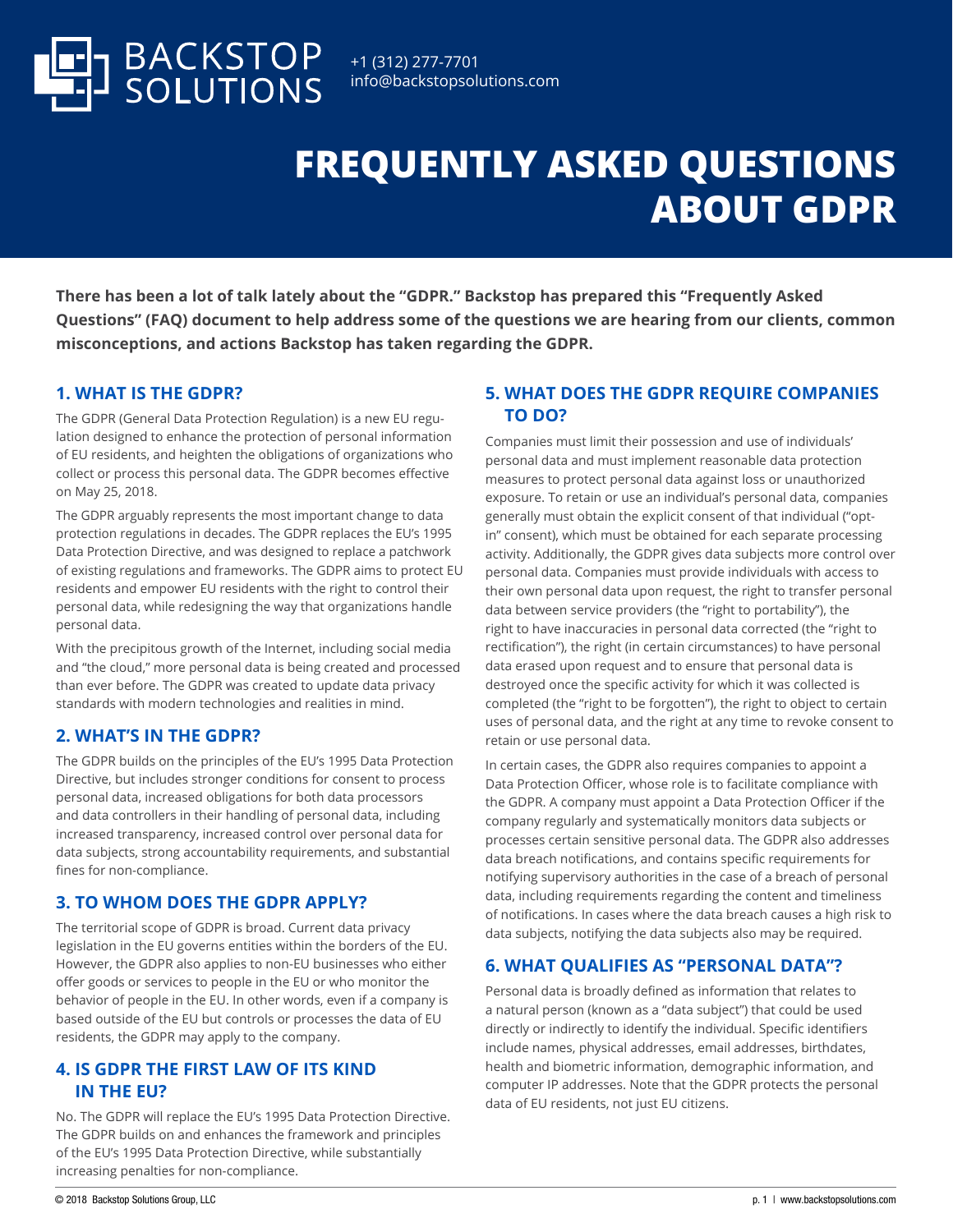BACKSTOP SOLUTIONS

+1 (312) 277-7701
info@backstopsolutions.com

# FREQUENTLY ASKED QUESTIONS ABOUT GDPR

**There has been a lot of talk lately about the "GDPR." Backstop has prepared this "Frequently Asked Questions" (FAQ) document to help address some of the questions we are hearing from our clients, common misconceptions, and actions Backstop has taken regarding the GDPR.**

## 1. WHAT IS THE GDPR?

The GDPR (General Data Protection Regulation) is a new EU regulation designed to enhance the protection of personal information of EU residents, and heighten the obligations of organizations who collect or process this personal data. The GDPR becomes effective on May 25, 2018.

The GDPR arguably represents the most important change to data protection regulations in decades. The GDPR replaces the EU's 1995 Data Protection Directive, and was designed to replace a patchwork of existing regulations and frameworks. The GDPR aims to protect EU residents and empower EU residents with the right to control their personal data, while redesigning the way that organizations handle personal data.

With the precipitous growth of the Internet, including social media and "the cloud," more personal data is being created and processed than ever before. The GDPR was created to update data privacy standards with modern technologies and realities in mind.

## 2. WHAT'S IN THE GDPR?

The GDPR builds on the principles of the EU's 1995 Data Protection Directive, but includes stronger conditions for consent to process personal data, increased obligations for both data processors and data controllers in their handling of personal data, including increased transparency, increased control over personal data for data subjects, strong accountability requirements, and substantial fines for non-compliance.

## 3. TO WHOM DOES THE GDPR APPLY?

The territorial scope of GDPR is broad. Current data privacy legislation in the EU governs entities within the borders of the EU. However, the GDPR also applies to non-EU businesses who either offer goods or services to people in the EU or who monitor the behavior of people in the EU. In other words, even if a company is based outside of the EU but controls or processes the data of EU residents, the GDPR may apply to the company.

## 4. IS GDPR THE FIRST LAW OF ITS KIND IN THE EU?

No. The GDPR will replace the EU's 1995 Data Protection Directive. The GDPR builds on and enhances the framework and principles of the EU's 1995 Data Protection Directive, while substantially increasing penalties for non-compliance.

## 5. WHAT DOES THE GDPR REQUIRE COMPANIES TO DO?

Companies must limit their possession and use of individuals' personal data and must implement reasonable data protection measures to protect personal data against loss or unauthorized exposure. To retain or use an individual's personal data, companies generally must obtain the explicit consent of that individual ("opt-in" consent), which must be obtained for each separate processing activity. Additionally, the GDPR gives data subjects more control over personal data. Companies must provide individuals with access to their own personal data upon request, the right to transfer personal data between service providers (the "right to portability"), the right to have inaccuracies in personal data corrected (the "right to rectification"), the right (in certain circumstances) to have personal data erased upon request and to ensure that personal data is destroyed once the specific activity for which it was collected is completed (the "right to be forgotten"), the right to object to certain uses of personal data, and the right at any time to revoke consent to retain or use personal data.

In certain cases, the GDPR also requires companies to appoint a Data Protection Officer, whose role is to facilitate compliance with the GDPR. A company must appoint a Data Protection Officer if the company regularly and systematically monitors data subjects or processes certain sensitive personal data. The GDPR also addresses data breach notifications, and contains specific requirements for notifying supervisory authorities in the case of a breach of personal data, including requirements regarding the content and timeliness of notifications. In cases where the data breach causes a high risk to data subjects, notifying the data subjects also may be required.

## 6. WHAT QUALIFIES AS "PERSONAL DATA"?

Personal data is broadly defined as information that relates to a natural person (known as a "data subject") that could be used directly or indirectly to identify the individual. Specific identifiers include names, physical addresses, email addresses, birthdates, health and biometric information, demographic information, and computer IP addresses. Note that the GDPR protects the personal data of EU residents, not just EU citizens.

© 2018 Backstop Solutions Group, LLC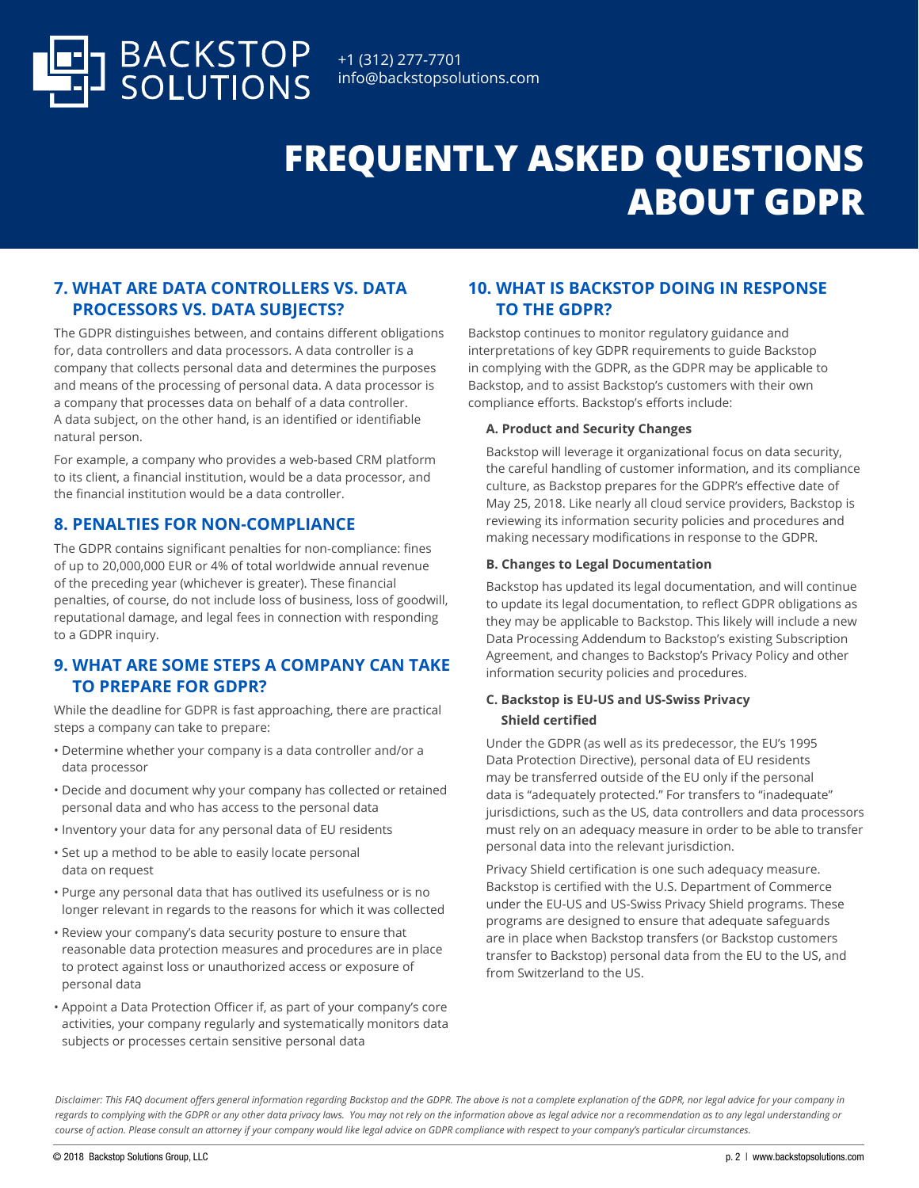# FREQUENTLY ASKED QUESTIONS ABOUT GDPR

## 7. WHAT ARE DATA CONTROLLERS VS. DATA PROCESSORS VS. DATA SUBJECTS?

The GDPR distinguishes between, and contains different obligations for, data controllers and data processors. A data controller is a company that collects personal data and determines the purposes and means of the processing of personal data. A data processor is a company that processes data on behalf of a data controller. A data subject, on the other hand, is an identified or identifiable natural person.

For example, a company who provides a web-based CRM platform to its client, a financial institution, would be a data processor, and the financial institution would be a data controller.

## 8. PENALTIES FOR NON-COMPLIANCE

The GDPR contains significant penalties for non-compliance: fines of up to 20,000,000 EUR or 4% of total worldwide annual revenue of the preceding year (whichever is greater). These financial penalties, of course, do not include loss of business, loss of goodwill, reputational damage, and legal fees in connection with responding to a GDPR inquiry.

## 9. WHAT ARE SOME STEPS A COMPANY CAN TAKE TO PREPARE FOR GDPR?

While the deadline for GDPR is fast approaching, there are practical steps a company can take to prepare:

- Determine whether your company is a data controller and/or a data processor
- Decide and document why your company has collected or retained personal data and who has access to the personal data
- Inventory your data for any personal data of EU residents
- Set up a method to be able to easily locate personal data on request
- Purge any personal data that has outlived its usefulness or is no longer relevant in regards to the reasons for which it was collected
- Review your company's data security posture to ensure that reasonable data protection measures and procedures are in place to protect against loss or unauthorized access or exposure of personal data
- Appoint a Data Protection Officer if, as part of your company's core activities, your company regularly and systematically monitors data subjects or processes certain sensitive personal data

## 10. WHAT IS BACKSTOP DOING IN RESPONSE TO THE GDPR?

Backstop continues to monitor regulatory guidance and interpretations of key GDPR requirements to guide Backstop in complying with the GDPR, as the GDPR may be applicable to Backstop, and to assist Backstop's customers with their own compliance efforts. Backstop's efforts include:

### A. Product and Security Changes

Backstop will leverage it organizational focus on data security, the careful handling of customer information, and its compliance culture, as Backstop prepares for the GDPR's effective date of May 25, 2018. Like nearly all cloud service providers, Backstop is reviewing its information security policies and procedures and making necessary modifications in response to the GDPR.

### B. Changes to Legal Documentation

Backstop has updated its legal documentation, and will continue to update its legal documentation, to reflect GDPR obligations as they may be applicable to Backstop. This likely will include a new Data Processing Addendum to Backstop's existing Subscription Agreement, and changes to Backstop's Privacy Policy and other information security policies and procedures.

### C. Backstop is EU-US and US-Swiss Privacy Shield certified

Under the GDPR (as well as its predecessor, the EU's 1995 Data Protection Directive), personal data of EU residents may be transferred outside of the EU only if the personal data is "adequately protected." For transfers to "inadequate" jurisdictions, such as the US, data controllers and data processors must rely on an adequacy measure in order to be able to transfer personal data into the relevant jurisdiction.

Privacy Shield certification is one such adequacy measure. Backstop is certified with the U.S. Department of Commerce under the EU-US and US-Swiss Privacy Shield programs. These programs are designed to ensure that adequate safeguards are in place when Backstop transfers (or Backstop customers transfer to Backstop) personal data from the EU to the US, and from Switzerland to the US.

*Disclaimer: This FAQ document offers general information regarding Backstop and the GDPR. The above is not a complete explanation of the GDPR, nor legal advice for your company in regards to complying with the GDPR or any other data privacy laws. You may not rely on the information above as legal advice nor a recommendation as to any legal understanding or course of action. Please consult an attorney if your company would like legal advice on GDPR compliance with respect to your company's particular circumstances.*